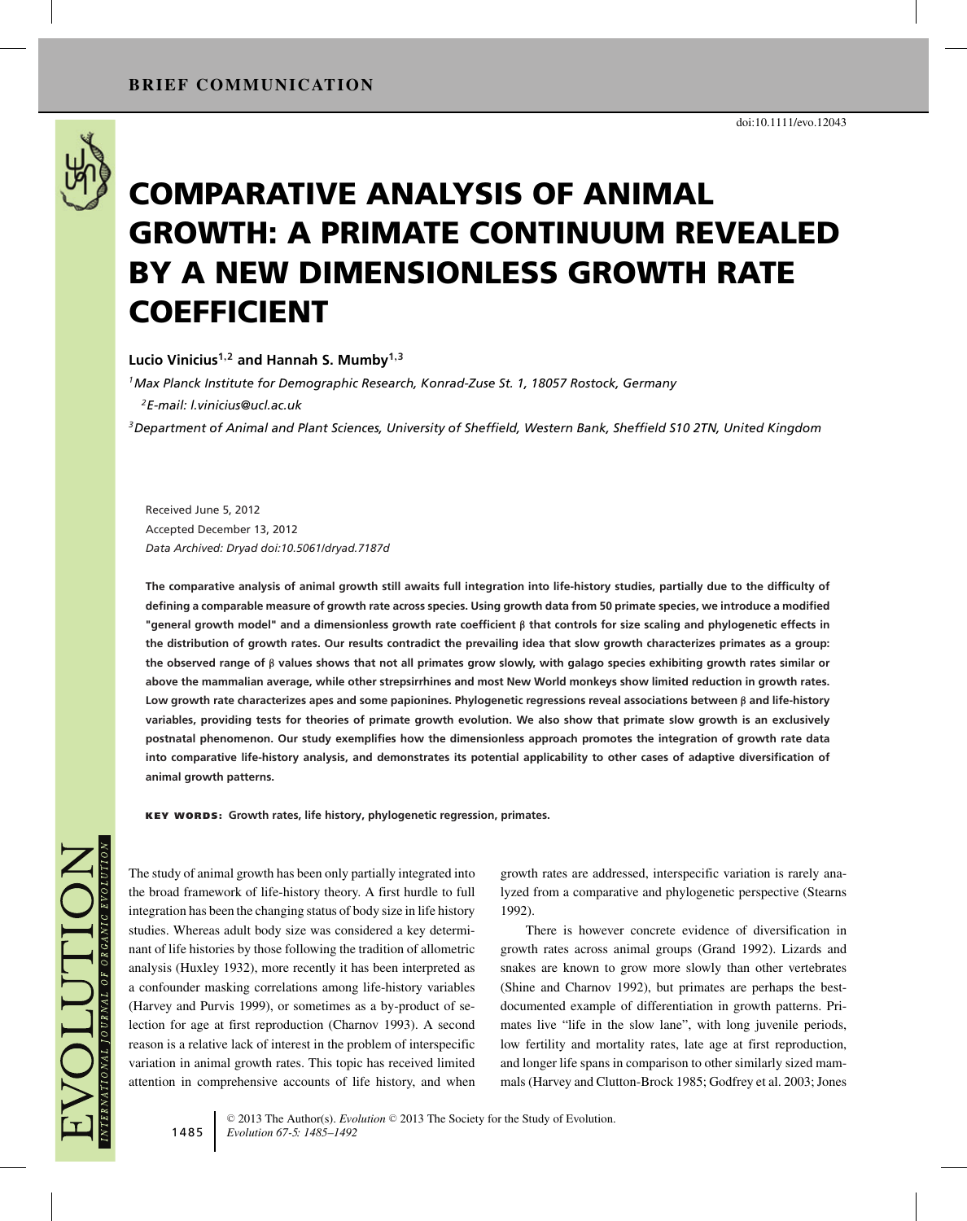BRIEF COMMUNICATION

doi:10.1111/evo.12043

# COMPARATIVE ANALYSIS OF ANIMAL GROWTH: A PRIMATE CONTINUUM REVEALED BY A NEW DIMENSIONLESS GROWTH RATE COEFFICIENT

**Lucio Vinicius[1,2] and Hannah S. Mumby[1,3]**

[1] *Max Planck Institute for Demographic Research, Konrad-Zuse St. 1, 18057 Rostock, Germany*

[2] *E-mail: l.vinicius@ucl.ac.uk*

[3] *Department of Animal and Plant Sciences, University of Sheffield, Western Bank, Sheffield S10 2TN, United Kingdom*

Received June 5, 2012
Accepted December 13, 2012
*Data Archived: Dryad doi:10.5061/dryad.7187d*

**The comparative analysis of animal growth still awaits full integration into life-history studies, partially due to the difficulty of defining a comparable measure of growth rate across species. Using growth data from 50 primate species, we introduce a modified "general growth model" and a dimensionless growth rate coefficient $\beta$ that controls for size scaling and phylogenetic effects in the distribution of growth rates. Our results contradict the prevailing idea that slow growth characterizes primates as a group: the observed range of $\beta$ values shows that not all primates grow slowly, with galago species exhibiting growth rates similar or above the mammalian average, while other strepsirrhines and most New World monkeys show limited reduction in growth rates. Low growth rate characterizes apes and some papionines. Phylogenetic regressions reveal associations between $\beta$ and life-history variables, providing tests for theories of primate growth evolution. We also show that primate slow growth is an exclusively postnatal phenomenon. Our study exemplifies how the dimensionless approach promotes the integration of growth rate data into comparative life-history analysis, and demonstrates its potential applicability to other cases of adaptive diversification of animal growth patterns.**

**KEY WORDS:** Growth rates, life history, phylogenetic regression, primates.

The study of animal growth has been only partially integrated into the broad framework of life-history theory. A first hurdle to full integration has been the changing status of body size in life history studies. Whereas adult body size was considered a key determinant of life histories by those following the tradition of allometric analysis (Huxley 1932), more recently it has been interpreted as a confounder masking correlations among life-history variables (Harvey and Purvis 1999), or sometimes as a by-product of selection for age at first reproduction (Charnov 1993). A second reason is a relative lack of interest in the problem of interspecific variation in animal growth rates. This topic has received limited attention in comprehensive accounts of life history, and when growth rates are addressed, interspecific variation is rarely analyzed from a comparative and phylogenetic perspective (Stearns 1992).

There is however concrete evidence of diversification in growth rates across animal groups (Grand 1992). Lizards and snakes are known to grow more slowly than other vertebrates (Shine and Charnov 1992), but primates are perhaps the best-documented example of differentiation in growth patterns. Primates live "life in the slow lane", with long juvenile periods, low fertility and mortality rates, late age at first reproduction, and longer life spans in comparison to other similarly sized mammals (Harvey and Clutton-Brock 1985; Godfrey et al. 2003; Jones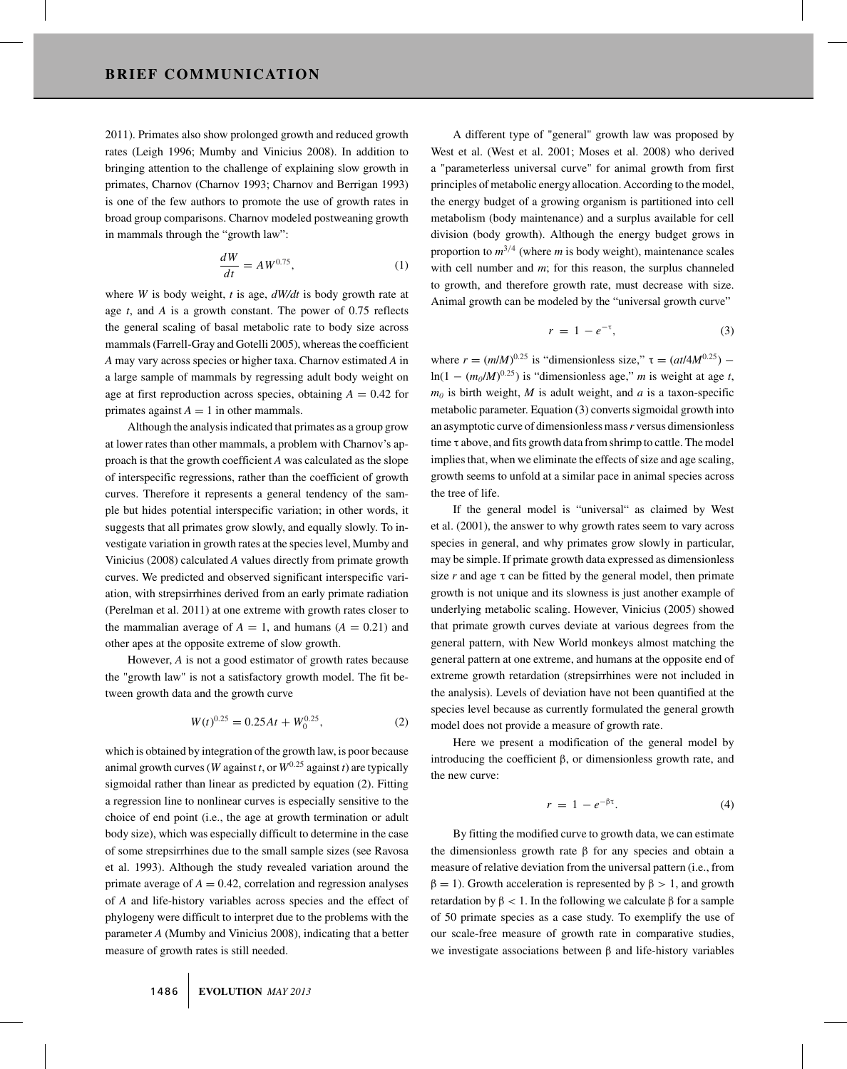2011). Primates also show prolonged growth and reduced growth rates (Leigh 1996; Mumby and Vinicius 2008). In addition to bringing attention to the challenge of explaining slow growth in primates, Charnov (Charnov 1993; Charnov and Berrigan 1993) is one of the few authors to promote the use of growth rates in broad group comparisons. Charnov modeled postweaning growth in mammals through the "growth law":

$$\frac{dW}{dt} = AW^{0.75}, \tag{1}$$

where $W$ is body weight, $t$ is age, $dW/dt$ is body growth rate at age $t$, and $A$ is a growth constant. The power of 0.75 reflects the general scaling of basal metabolic rate to body size across mammals (Farrell-Gray and Gotelli 2005), whereas the coefficient $A$ may vary across species or higher taxa. Charnov estimated $A$ in a large sample of mammals by regressing adult body weight on age at first reproduction across species, obtaining $A = 0.42$ for primates against $A = 1$ in other mammals.

Although the analysis indicated that primates as a group grow at lower rates than other mammals, a problem with Charnov's approach is that the growth coefficient $A$ was calculated as the slope of interspecific regressions, rather than the coefficient of growth curves. Therefore it represents a general tendency of the sample but hides potential interspecific variation; in other words, it suggests that all primates grow slowly, and equally slowly. To investigate variation in growth rates at the species level, Mumby and Vinicius (2008) calculated $A$ values directly from primate growth curves. We predicted and observed significant interspecific variation, with strepsirrhines derived from an early primate radiation (Perelman et al. 2011) at one extreme with growth rates closer to the mammalian average of $A = 1$, and humans ($A = 0.21$) and other apes at the opposite extreme of slow growth.

However, $A$ is not a good estimator of growth rates because the "growth law" is not a satisfactory growth model. The fit between growth data and the growth curve

$$W(t)^{0.25} = 0.25At + W_0^{0.25}, \tag{2}$$

which is obtained by integration of the growth law, is poor because animal growth curves ($W$ against $t$, or $W^{0.25}$ against $t$) are typically sigmoidal rather than linear as predicted by equation (2). Fitting a regression line to nonlinear curves is especially sensitive to the choice of end point (i.e., the age at growth termination or adult body size), which was especially difficult to determine in the case of some strepsirrhines due to the small sample sizes (see Ravosa et al. 1993). Although the study revealed variation around the primate average of $A = 0.42$, correlation and regression analyses of $A$ and life-history variables across species and the effect of phylogeny were difficult to interpret due to the problems with the parameter $A$ (Mumby and Vinicius 2008), indicating that a better measure of growth rates is still needed.

A different type of "general" growth law was proposed by West et al. (West et al. 2001; Moses et al. 2008) who derived a "parameterless universal curve" for animal growth from first principles of metabolic energy allocation. According to the model, the energy budget of a growing organism is partitioned into cell metabolism (body maintenance) and a surplus available for cell division (body growth). Although the energy budget grows in proportion to $m^{3/4}$ (where $m$ is body weight), maintenance scales with cell number and $m$; for this reason, the surplus channeled to growth, and therefore growth rate, must decrease with size. Animal growth can be modeled by the "universal growth curve"

$$r = 1 - e^{-\tau}, \tag{3}$$

where $r = (m/M)^{0.25}$ is "dimensionless size," $\tau = (at/4M^{0.25}) - \ln(1 - (m_0/M)^{0.25})$ is "dimensionless age," $m$ is weight at age $t$, $m_0$ is birth weight, $M$ is adult weight, and $a$ is a taxon-specific metabolic parameter. Equation (3) converts sigmoidal growth into an asymptotic curve of dimensionless mass $r$ versus dimensionless time $\tau$ above, and fits growth data from shrimp to cattle. The model implies that, when we eliminate the effects of size and age scaling, growth seems to unfold at a similar pace in animal species across the tree of life.

If the general model is "universal" as claimed by West et al. (2001), the answer to why growth rates seem to vary across species in general, and why primates grow slowly in particular, may be simple. If primate growth data expressed as dimensionless size $r$ and age $\tau$ can be fitted by the general model, then primate growth is not unique and its slowness is just another example of underlying metabolic scaling. However, Vinicius (2005) showed that primate growth curves deviate at various degrees from the general pattern, with New World monkeys almost matching the general pattern at one extreme, and humans at the opposite end of extreme growth retardation (strepsirrhines were not included in the analysis). Levels of deviation have not been quantified at the species level because as currently formulated the general growth model does not provide a measure of growth rate.

Here we present a modification of the general model by introducing the coefficient $\beta$, or dimensionless growth rate, and the new curve:

$$r = 1 - e^{-\beta\tau}. \tag{4}$$

By fitting the modified curve to growth data, we can estimate the dimensionless growth rate $\beta$ for any species and obtain a measure of relative deviation from the universal pattern (i.e., from $\beta = 1$). Growth acceleration is represented by $\beta > 1$, and growth retardation by $\beta < 1$. In the following we calculate $\beta$ for a sample of 50 primate species as a case study. To exemplify the use of our scale-free measure of growth rate in comparative studies, we investigate associations between $\beta$ and life-history variables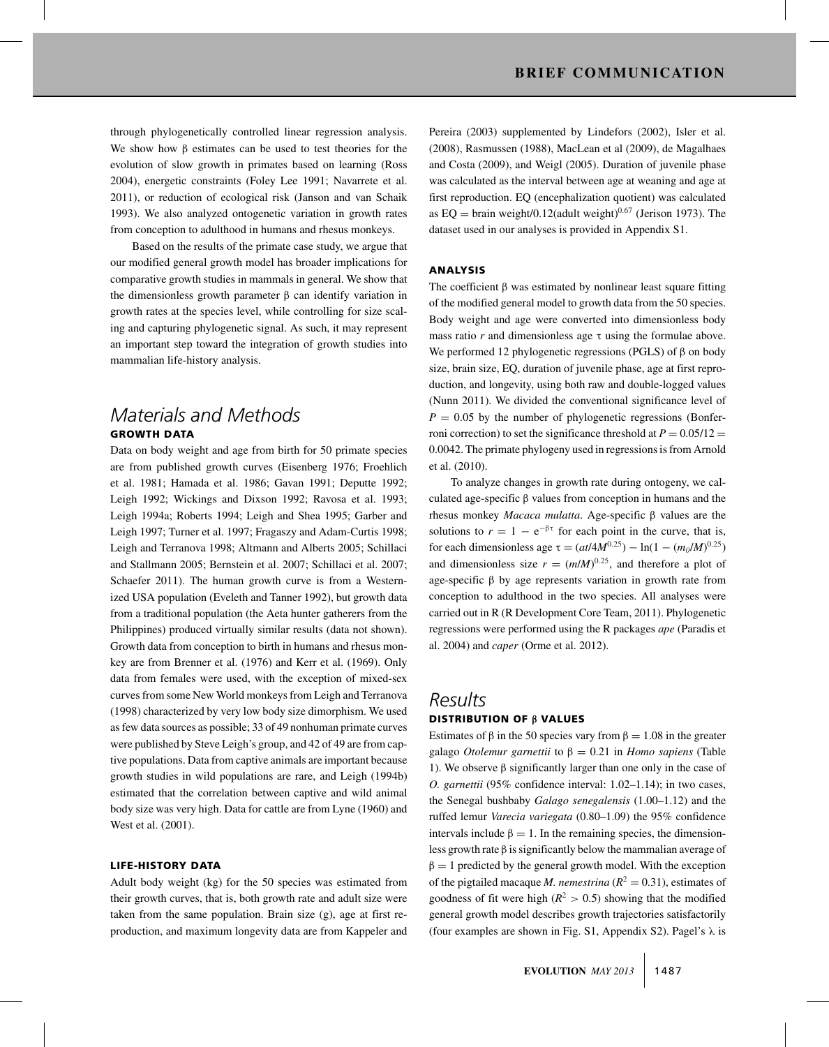through phylogenetically controlled linear regression analysis. We show how β estimates can be used to test theories for the evolution of slow growth in primates based on learning (Ross 2004), energetic constraints (Foley Lee 1991; Navarrete et al. 2011), or reduction of ecological risk (Janson and van Schaik 1993). We also analyzed ontogenetic variation in growth rates from conception to adulthood in humans and rhesus monkeys.

Based on the results of the primate case study, we argue that our modified general growth model has broader implications for comparative growth studies in mammals in general. We show that the dimensionless growth parameter β can identify variation in growth rates at the species level, while controlling for size scaling and capturing phylogenetic signal. As such, it may represent an important step toward the integration of growth studies into mammalian life-history analysis.

## Materials and Methods

### GROWTH DATA

Data on body weight and age from birth for 50 primate species are from published growth curves (Eisenberg 1976; Froehlich et al. 1981; Hamada et al. 1986; Gavan 1991; Deputte 1992; Leigh 1992; Wickings and Dixson 1992; Ravosa et al. 1993; Leigh 1994a; Roberts 1994; Leigh and Shea 1995; Garber and Leigh 1997; Turner et al. 1997; Fragaszy and Adam-Curtis 1998; Leigh and Terranova 1998; Altmann and Alberts 2005; Schillaci and Stallmann 2005; Bernstein et al. 2007; Schillaci et al. 2007; Schaefer 2011). The human growth curve is from a Westernized USA population (Eveleth and Tanner 1992), but growth data from a traditional population (the Aeta hunter gatherers from the Philippines) produced virtually similar results (data not shown). Growth data from conception to birth in humans and rhesus monkey are from Brenner et al. (1976) and Kerr et al. (1969). Only data from females were used, with the exception of mixed-sex curves from some New World monkeys from Leigh and Terranova (1998) characterized by very low body size dimorphism. We used as few data sources as possible; 33 of 49 nonhuman primate curves were published by Steve Leigh's group, and 42 of 49 are from captive populations. Data from captive animals are important because growth studies in wild populations are rare, and Leigh (1994b) estimated that the correlation between captive and wild animal body size was very high. Data for cattle are from Lyne (1960) and West et al. (2001).

### LIFE-HISTORY DATA

Adult body weight (kg) for the 50 species was estimated from their growth curves, that is, both growth rate and adult size were taken from the same population. Brain size (g), age at first reproduction, and maximum longevity data are from Kappeler and Pereira (2003) supplemented by Lindefors (2002), Isler et al. (2008), Rasmussen (1988), MacLean et al (2009), de Magalhaes and Costa (2009), and Weigl (2005). Duration of juvenile phase was calculated as the interval between age at weaning and age at first reproduction. EQ (encephalization quotient) was calculated as EQ $=$ brain weight/0.12(adult weight)$^{0.67}$ (Jerison 1973). The dataset used in our analyses is provided in Appendix S1.

### ANALYSIS

The coefficient β was estimated by nonlinear least square fitting of the modified general model to growth data from the 50 species. Body weight and age were converted into dimensionless body mass ratio $r$ and dimensionless age $\tau$ using the formulae above. We performed 12 phylogenetic regressions (PGLS) of β on body size, brain size, EQ, duration of juvenile phase, age at first reproduction, and longevity, using both raw and double-logged values (Nunn 2011). We divided the conventional significance level of $P = 0.05$ by the number of phylogenetic regressions (Bonferroni correction) to set the significance threshold at $P = 0.05/12 = 0.0042$. The primate phylogeny used in regressions is from Arnold et al. (2010).

To analyze changes in growth rate during ontogeny, we calculated age-specific β values from conception in humans and the rhesus monkey *Macaca mulatta*. Age-specific β values are the solutions to $r = 1 - e^{-\beta\tau}$ for each point in the curve, that is, for each dimensionless age $\tau = (at/4M^{0.25}) - \ln(1 - (m_0/M)^{0.25})$ and dimensionless size $r = (m/M)^{0.25}$, and therefore a plot of age-specific β by age represents variation in growth rate from conception to adulthood in the two species. All analyses were carried out in R (R Development Core Team, 2011). Phylogenetic regressions were performed using the R packages *ape* (Paradis et al. 2004) and *caper* (Orme et al. 2012).

## Results

### DISTRIBUTION OF β VALUES

Estimates of β in the 50 species vary from $\beta = 1.08$ in the greater galago *Otolemur garnettii* to $\beta = 0.21$ in *Homo sapiens* (Table 1). We observe β significantly larger than one only in the case of *O. garnettii* (95% confidence interval: 1.02–1.14); in two cases, the Senegal bushbaby *Galago senegalensis* (1.00–1.12) and the ruffed lemur *Varecia variegata* (0.80–1.09) the 95% confidence intervals include $\beta = 1$. In the remaining species, the dimensionless growth rate β is significantly below the mammalian average of $\beta = 1$ predicted by the general growth model. With the exception of the pigtailed macaque *M. nemestrina* ($R^2 = 0.31$), estimates of goodness of fit were high ($R^2 > 0.5$) showing that the modified general growth model describes growth trajectories satisfactorily (four examples are shown in Fig. S1, Appendix S2). Pagel's λ is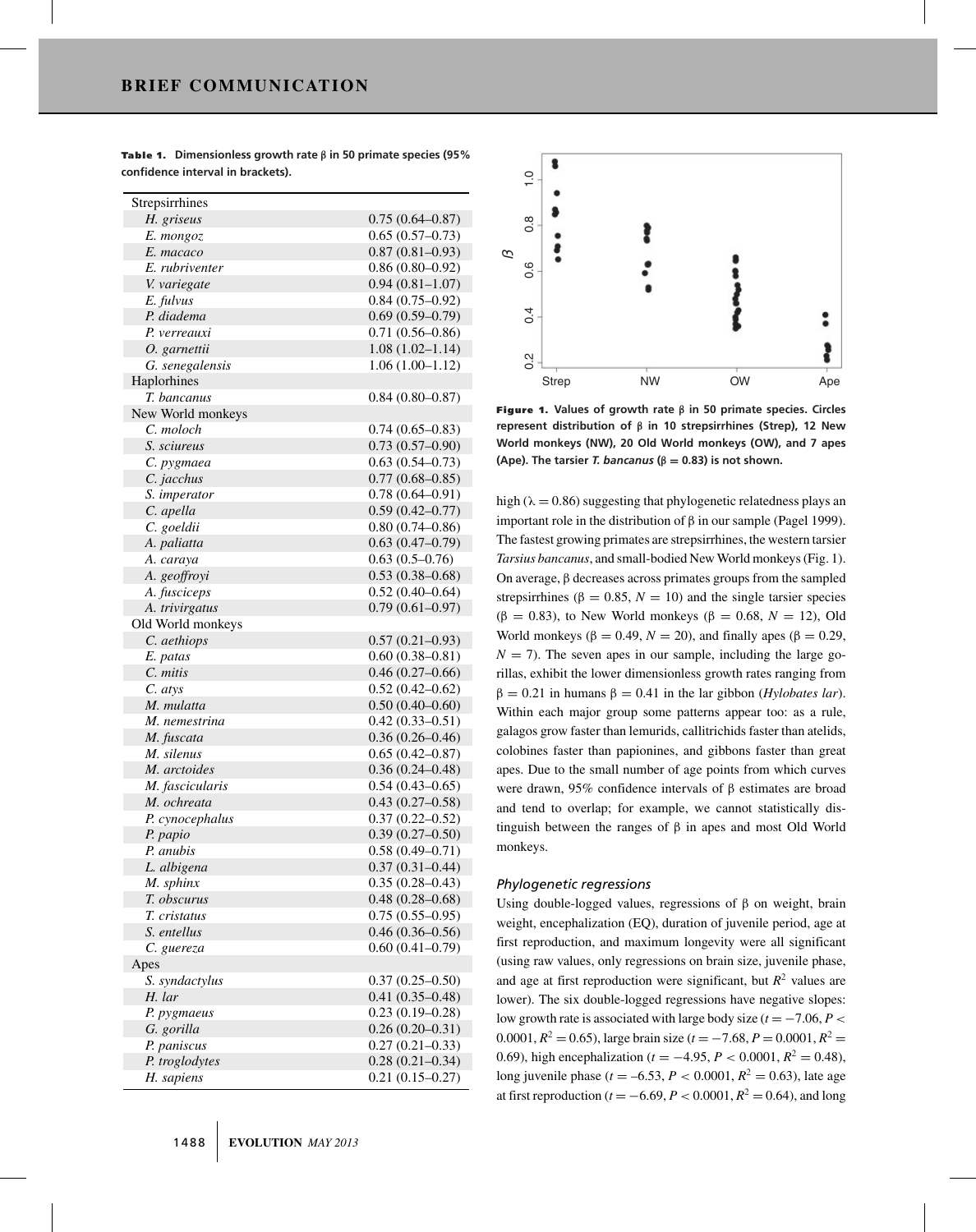**Table 1.** Dimensionless growth rate β in 50 primate species (95% confidence interval in brackets).

| | |
|---|---|
| Strepsirrhines | |
| *H. griseus* | 0.75 (0.64–0.87) |
| *E. mongoz* | 0.65 (0.57–0.73) |
| *E. macaco* | 0.87 (0.81–0.93) |
| *E. rubriventer* | 0.86 (0.80–0.92) |
| *V. variegate* | 0.94 (0.81–1.07) |
| *E. fulvus* | 0.84 (0.75–0.92) |
| *P. diadema* | 0.69 (0.59–0.79) |
| *P. verreauxi* | 0.71 (0.56–0.86) |
| *O. garnettii* | 1.08 (1.02–1.14) |
| *G. senegalensis* | 1.06 (1.00–1.12) |
| Haplorhines | |
| *T. bancanus* | 0.84 (0.80–0.87) |
| New World monkeys | |
| *C. moloch* | 0.74 (0.65–0.83) |
| *S. sciureus* | 0.73 (0.57–0.90) |
| *C. pygmaea* | 0.63 (0.54–0.73) |
| *C. jacchus* | 0.77 (0.68–0.85) |
| *S. imperator* | 0.78 (0.64–0.91) |
| *C. apella* | 0.59 (0.42–0.77) |
| *C. goeldii* | 0.80 (0.74–0.86) |
| *A. paliatta* | 0.63 (0.47–0.79) |
| *A. caraya* | 0.63 (0.5–0.76) |
| *A. geoffroyi* | 0.53 (0.38–0.68) |
| *A. fusciceps* | 0.52 (0.40–0.64) |
| *A. trivirgatus* | 0.79 (0.61–0.97) |
| Old World monkeys | |
| *C. aethiops* | 0.57 (0.21–0.93) |
| *E. patas* | 0.60 (0.38–0.81) |
| *C. mitis* | 0.46 (0.27–0.66) |
| *C. atys* | 0.52 (0.42–0.62) |
| *M. mulatta* | 0.50 (0.40–0.60) |
| *M. nemestrina* | 0.42 (0.33–0.51) |
| *M. fuscata* | 0.36 (0.26–0.46) |
| *M. silenus* | 0.65 (0.42–0.87) |
| *M. arctoides* | 0.36 (0.24–0.48) |
| *M. fascicularis* | 0.54 (0.43–0.65) |
| *M. ochreata* | 0.43 (0.27–0.58) |
| *P. cynocephalus* | 0.37 (0.22–0.52) |
| *P. papio* | 0.39 (0.27–0.50) |
| *P. anubis* | 0.58 (0.49–0.71) |
| *L. albigena* | 0.37 (0.31–0.44) |
| *M. sphinx* | 0.35 (0.28–0.43) |
| *T. obscurus* | 0.48 (0.28–0.68) |
| *T. cristatus* | 0.75 (0.55–0.95) |
| *S. entellus* | 0.46 (0.36–0.56) |
| *C. guereza* | 0.60 (0.41–0.79) |
| Apes | |
| *S. syndactylus* | 0.37 (0.25–0.50) |
| *H. lar* | 0.41 (0.35–0.48) |
| *P. pygmaeus* | 0.23 (0.19–0.28) |
| *G. gorilla* | 0.26 (0.20–0.31) |
| *P. paniscus* | 0.27 (0.21–0.33) |
| *P. troglodytes* | 0.28 (0.21–0.34) |
| *H. sapiens* | 0.21 (0.15–0.27) |

**Figure 1.** Values of growth rate β in 50 primate species. Circles represent distribution of β in 10 strepsirrhines (Strep), 12 New World monkeys (NW), 20 Old World monkeys (OW), and 7 apes (Ape). The tarsier *T. bancanus* (β = 0.83) is not shown.

high (λ = 0.86) suggesting that phylogenetic relatedness plays an important role in the distribution of β in our sample (Pagel 1999). The fastest growing primates are strepsirrhines, the western tarsier *Tarsius bancanus*, and small-bodied New World monkeys (Fig. 1). On average, β decreases across primates groups from the sampled strepsirrhines (β = 0.85, $N = 10$) and the single tarsier species (β = 0.83), to New World monkeys (β = 0.68, $N = 12$), Old World monkeys (β = 0.49, $N = 20$), and finally apes (β = 0.29, $N = 7$). The seven apes in our sample, including the large gorillas, exhibit the lower dimensionless growth rates ranging from β = 0.21 in humans β = 0.41 in the lar gibbon (*Hylobates lar*). Within each major group some patterns appear too: as a rule, galagos grow faster than lemurids, callitrichids faster than atelids, colobines faster than papionines, and gibbons faster than great apes. Due to the small number of age points from which curves were drawn, 95% confidence intervals of β estimates are broad and tend to overlap; for example, we cannot statistically distinguish between the ranges of β in apes and most Old World monkeys.

### Phylogenetic regressions

Using double-logged values, regressions of β on weight, brain weight, encephalization (EQ), duration of juvenile period, age at first reproduction, and maximum longevity were all significant (using raw values, only regressions on brain size, juvenile phase, and age at first reproduction were significant, but $R^2$ values are lower). The six double-logged regressions have negative slopes: low growth rate is associated with large body size ($t = -7.06$, $P < 0.0001$, $R^2 = 0.65$), large brain size ($t = -7.68$, $P = 0.0001$, $R^2 = 0.69$), high encephalization ($t = -4.95$, $P < 0.0001$, $R^2 = 0.48$), long juvenile phase ($t = -6.53$, $P < 0.0001$, $R^2 = 0.63$), late age at first reproduction ($t = -6.69$, $P < 0.0001$, $R^2 = 0.64$), and long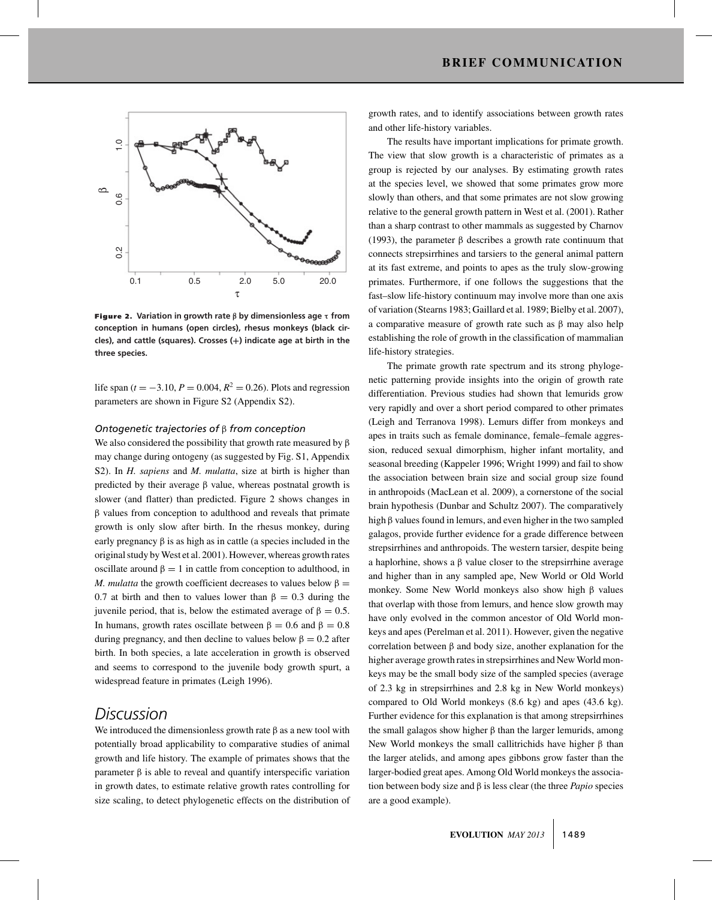**Figure 2.** Variation in growth rate β by dimensionless age τ from conception in humans (open circles), rhesus monkeys (black circles), and cattle (squares). Crosses (+) indicate age at birth in the three species.

life span ($t = -3.10$, $P = 0.004$, $R^2 = 0.26$). Plots and regression parameters are shown in Figure S2 (Appendix S2).

### *Ontogenetic trajectories of* β *from conception*

We also considered the possibility that growth rate measured by β may change during ontogeny (as suggested by Fig. S1, Appendix S2). In *H. sapiens* and *M. mulatta*, size at birth is higher than predicted by their average β value, whereas postnatal growth is slower (and flatter) than predicted. Figure 2 shows changes in β values from conception to adulthood and reveals that primate growth is only slow after birth. In the rhesus monkey, during early pregnancy β is as high as in cattle (a species included in the original study by West et al. 2001). However, whereas growth rates oscillate around $\beta = 1$ in cattle from conception to adulthood, in *M. mulatta* the growth coefficient decreases to values below $\beta = 0.7$ at birth and then to values lower than $\beta = 0.3$ during the juvenile period, that is, below the estimated average of $\beta = 0.5$. In humans, growth rates oscillate between $\beta = 0.6$ and $\beta = 0.8$ during pregnancy, and then decline to values below $\beta = 0.2$ after birth. In both species, a late acceleration in growth is observed and seems to correspond to the juvenile body growth spurt, a widespread feature in primates (Leigh 1996).

## Discussion

We introduced the dimensionless growth rate β as a new tool with potentially broad applicability to comparative studies of animal growth and life history. The example of primates shows that the parameter β is able to reveal and quantify interspecific variation in growth dates, to estimate relative growth rates controlling for size scaling, to detect phylogenetic effects on the distribution of growth rates, and to identify associations between growth rates and other life-history variables.

The results have important implications for primate growth. The view that slow growth is a characteristic of primates as a group is rejected by our analyses. By estimating growth rates at the species level, we showed that some primates grow more slowly than others, and that some primates are not slow growing relative to the general growth pattern in West et al. (2001). Rather than a sharp contrast to other mammals as suggested by Charnov (1993), the parameter β describes a growth rate continuum that connects strepsirrhines and tarsiers to the general animal pattern at its fast extreme, and points to apes as the truly slow-growing primates. Furthermore, if one follows the suggestions that the fast–slow life-history continuum may involve more than one axis of variation (Stearns 1983; Gaillard et al. 1989; Bielby et al. 2007), a comparative measure of growth rate such as β may also help establishing the role of growth in the classification of mammalian life-history strategies.

The primate growth rate spectrum and its strong phylogenetic patterning provide insights into the origin of growth rate differentiation. Previous studies had shown that lemurids grow very rapidly and over a short period compared to other primates (Leigh and Terranova 1998). Lemurs differ from monkeys and apes in traits such as female dominance, female–female aggression, reduced sexual dimorphism, higher infant mortality, and seasonal breeding (Kappeler 1996; Wright 1999) and fail to show the association between brain size and social group size found in anthropoids (MacLean et al. 2009), a cornerstone of the social brain hypothesis (Dunbar and Schultz 2007). The comparatively high β values found in lemurs, and even higher in the two sampled galagos, provide further evidence for a grade difference between strepsirrhines and anthropoids. The western tarsier, despite being a haplorhine, shows a β value closer to the strepsirrhine average and higher than in any sampled ape, New World or Old World monkey. Some New World monkeys also show high β values that overlap with those from lemurs, and hence slow growth may have only evolved in the common ancestor of Old World monkeys and apes (Perelman et al. 2011). However, given the negative correlation between β and body size, another explanation for the higher average growth rates in strepsirrhines and New World monkeys may be the small body size of the sampled species (average of 2.3 kg in strepsirrhines and 2.8 kg in New World monkeys) compared to Old World monkeys (8.6 kg) and apes (43.6 kg). Further evidence for this explanation is that among strepsirrhines the small galagos show higher β than the larger lemurids, among New World monkeys the small callitrichids have higher β than the larger atelids, and among apes gibbons grow faster than the larger-bodied great apes. Among Old World monkeys the association between body size and β is less clear (the three *Papio* species are a good example).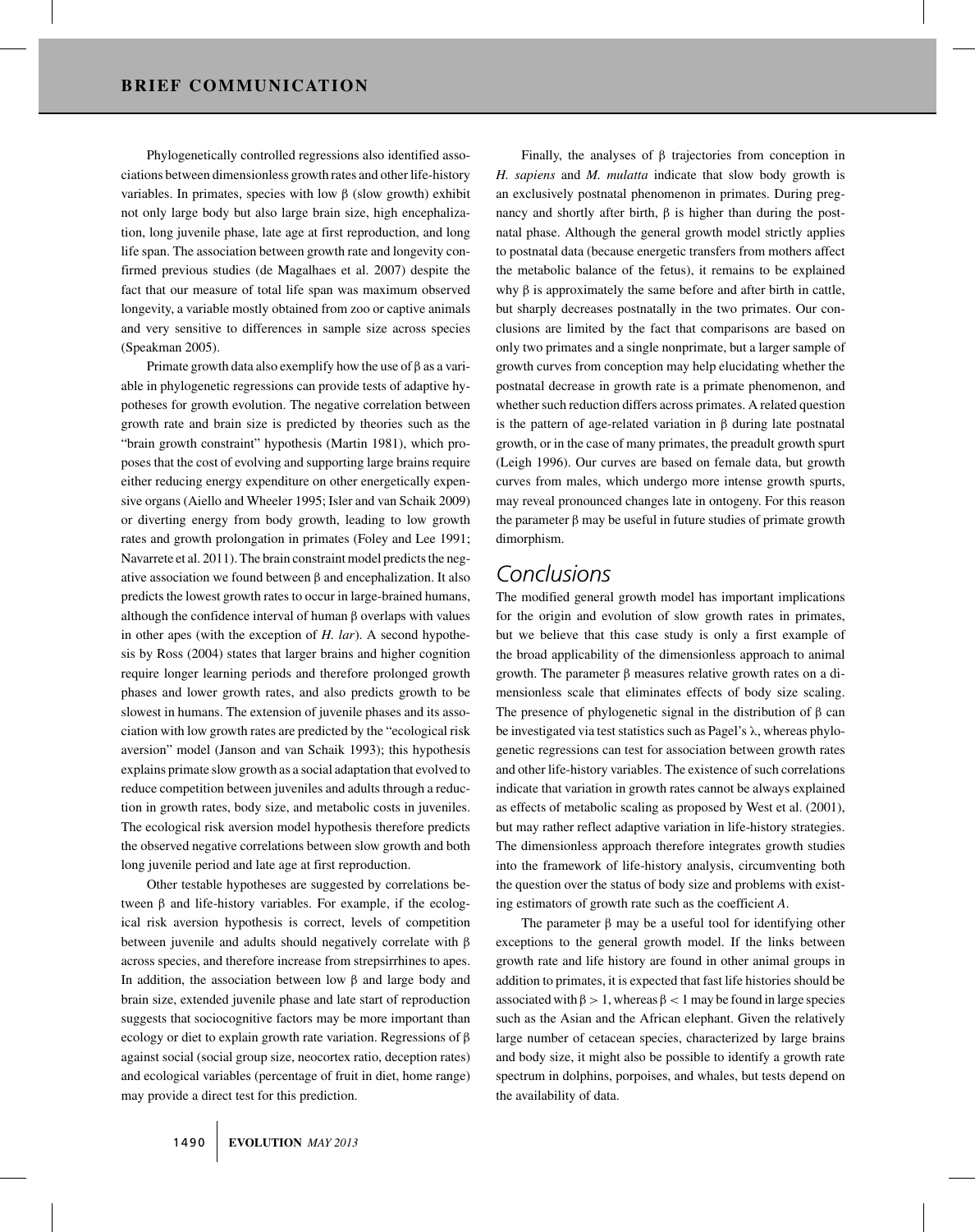Phylogenetically controlled regressions also identified associations between dimensionless growth rates and other life-history variables. In primates, species with low $\beta$ (slow growth) exhibit not only large body but also large brain size, high encephalization, long juvenile phase, late age at first reproduction, and long life span. The association between growth rate and longevity confirmed previous studies (de Magalhaes et al. 2007) despite the fact that our measure of total life span was maximum observed longevity, a variable mostly obtained from zoo or captive animals and very sensitive to differences in sample size across species (Speakman 2005).

Primate growth data also exemplify how the use of $\beta$ as a variable in phylogenetic regressions can provide tests of adaptive hypotheses for growth evolution. The negative correlation between growth rate and brain size is predicted by theories such as the "brain growth constraint" hypothesis (Martin 1981), which proposes that the cost of evolving and supporting large brains require either reducing energy expenditure on other energetically expensive organs (Aiello and Wheeler 1995; Isler and van Schaik 2009) or diverting energy from body growth, leading to low growth rates and growth prolongation in primates (Foley and Lee 1991; Navarrete et al. 2011). The brain constraint model predicts the negative association we found between $\beta$ and encephalization. It also predicts the lowest growth rates to occur in large-brained humans, although the confidence interval of human $\beta$ overlaps with values in other apes (with the exception of *H. lar*). A second hypothesis by Ross (2004) states that larger brains and higher cognition require longer learning periods and therefore prolonged growth phases and lower growth rates, and also predicts growth to be slowest in humans. The extension of juvenile phases and its association with low growth rates are predicted by the "ecological risk aversion" model (Janson and van Schaik 1993); this hypothesis explains primate slow growth as a social adaptation that evolved to reduce competition between juveniles and adults through a reduction in growth rates, body size, and metabolic costs in juveniles. The ecological risk aversion model hypothesis therefore predicts the observed negative correlations between slow growth and both long juvenile period and late age at first reproduction.

Other testable hypotheses are suggested by correlations between $\beta$ and life-history variables. For example, if the ecological risk aversion hypothesis is correct, levels of competition between juvenile and adults should negatively correlate with $\beta$ across species, and therefore increase from strepsirrhines to apes. In addition, the association between low $\beta$ and large body and brain size, extended juvenile phase and late start of reproduction suggests that sociocognitive factors may be more important than ecology or diet to explain growth rate variation. Regressions of $\beta$ against social (social group size, neocortex ratio, deception rates) and ecological variables (percentage of fruit in diet, home range) may provide a direct test for this prediction.

Finally, the analyses of $\beta$ trajectories from conception in *H. sapiens* and *M. mulatta* indicate that slow body growth is an exclusively postnatal phenomenon in primates. During pregnancy and shortly after birth, $\beta$ is higher than during the postnatal phase. Although the general growth model strictly applies to postnatal data (because energetic transfers from mothers affect the metabolic balance of the fetus), it remains to be explained why $\beta$ is approximately the same before and after birth in cattle, but sharply decreases postnatally in the two primates. Our conclusions are limited by the fact that comparisons are based on only two primates and a single nonprimate, but a larger sample of growth curves from conception may help elucidating whether the postnatal decrease in growth rate is a primate phenomenon, and whether such reduction differs across primates. A related question is the pattern of age-related variation in $\beta$ during late postnatal growth, or in the case of many primates, the preadult growth spurt (Leigh 1996). Our curves are based on female data, but growth curves from males, which undergo more intense growth spurts, may reveal pronounced changes late in ontogeny. For this reason the parameter $\beta$ may be useful in future studies of primate growth dimorphism.

## Conclusions

The modified general growth model has important implications for the origin and evolution of slow growth rates in primates, but we believe that this case study is only a first example of the broad applicability of the dimensionless approach to animal growth. The parameter $\beta$ measures relative growth rates on a dimensionless scale that eliminates effects of body size scaling. The presence of phylogenetic signal in the distribution of $\beta$ can be investigated via test statistics such as Pagel's $\lambda$, whereas phylogenetic regressions can test for association between growth rates and other life-history variables. The existence of such correlations indicate that variation in growth rates cannot be always explained as effects of metabolic scaling as proposed by West et al. (2001), but may rather reflect adaptive variation in life-history strategies. The dimensionless approach therefore integrates growth studies into the framework of life-history analysis, circumventing both the question over the status of body size and problems with existing estimators of growth rate such as the coefficient *A*.

The parameter $\beta$ may be a useful tool for identifying other exceptions to the general growth model. If the links between growth rate and life history are found in other animal groups in addition to primates, it is expected that fast life histories should be associated with $\beta > 1$, whereas $\beta < 1$ may be found in large species such as the Asian and the African elephant. Given the relatively large number of cetacean species, characterized by large brains and body size, it might also be possible to identify a growth rate spectrum in dolphins, porpoises, and whales, but tests depend on the availability of data.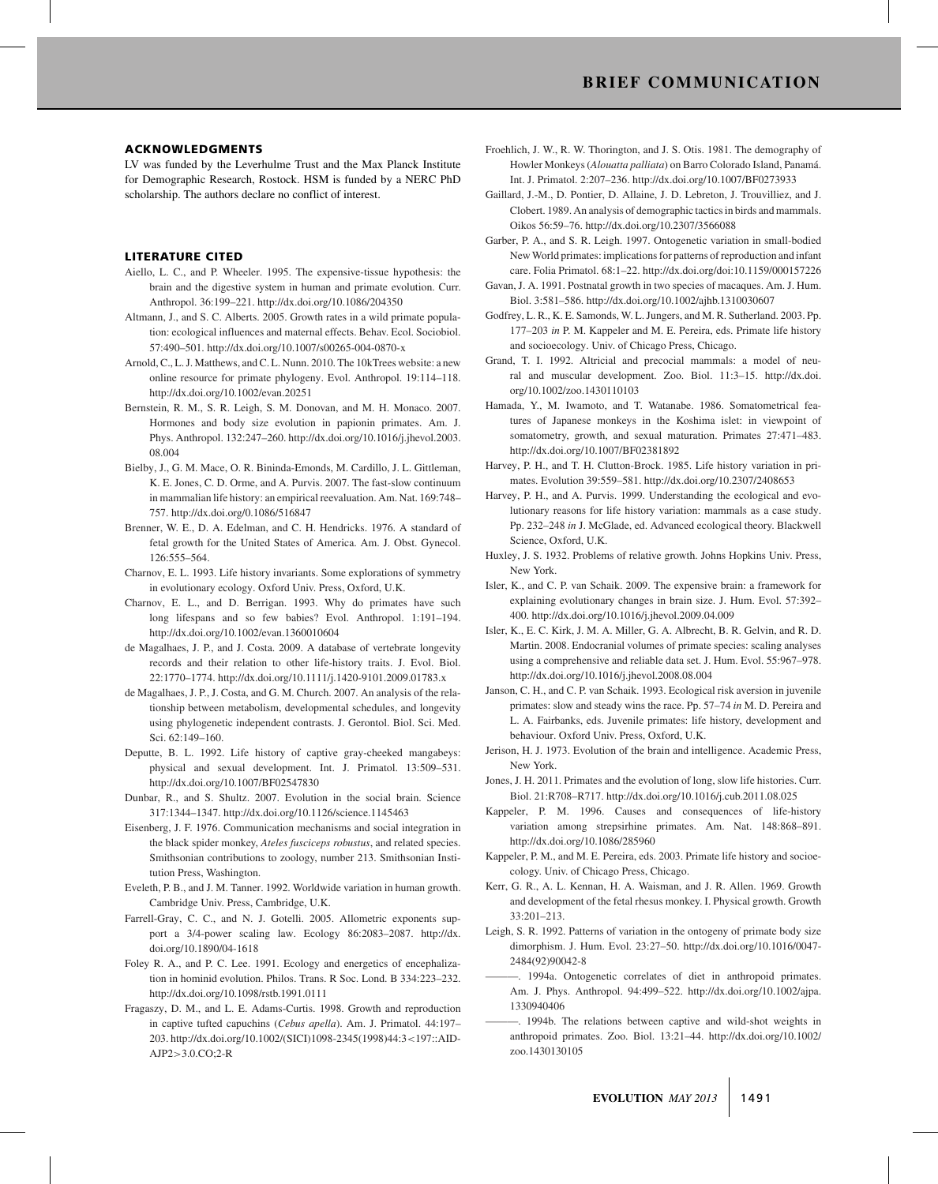## ACKNOWLEDGMENTS

LV was funded by the Leverhulme Trust and the Max Planck Institute for Demographic Research, Rostock. HSM is funded by a NERC PhD scholarship. The authors declare no conflict of interest.

## LITERATURE CITED

Aiello, L. C., and P. Wheeler. 1995. The expensive-tissue hypothesis: the brain and the digestive system in human and primate evolution. Curr. Anthropol. 36:199–221. http://dx.doi.org/10.1086/204350

Altmann, J., and S. C. Alberts. 2005. Growth rates in a wild primate population: ecological influences and maternal effects. Behav. Ecol. Sociobiol. 57:490–501. http://dx.doi.org/10.1007/s00265-004-0870-x

Arnold, C., L. J. Matthews, and C. L. Nunn. 2010. The 10kTrees website: a new online resource for primate phylogeny. Evol. Anthropol. 19:114–118. http://dx.doi.org/10.1002/evan.20251

Bernstein, R. M., S. R. Leigh, S. M. Donovan, and M. H. Monaco. 2007. Hormones and body size evolution in papionin primates. Am. J. Phys. Anthropol. 132:247–260. http://dx.doi.org/10.1016/j.jhevol.2003.08.004

Bielby, J., G. M. Mace, O. R. Bininda-Emonds, M. Cardillo, J. L. Gittleman, K. E. Jones, C. D. Orme, and A. Purvis. 2007. The fast-slow continuum in mammalian life history: an empirical reevaluation. Am. Nat. 169:748–757. http://dx.doi.org/0.1086/516847

Brenner, W. E., D. A. Edelman, and C. H. Hendricks. 1976. A standard of fetal growth for the United States of America. Am. J. Obst. Gynecol. 126:555–564.

Charnov, E. L. 1993. Life history invariants. Some explorations of symmetry in evolutionary ecology. Oxford Univ. Press, Oxford, U.K.

Charnov, E. L., and D. Berrigan. 1993. Why do primates have such long lifespans and so few babies? Evol. Anthropol. 1:191–194. http://dx.doi.org/10.1002/evan.1360010604

de Magalhaes, J. P., and J. Costa. 2009. A database of vertebrate longevity records and their relation to other life-history traits. J. Evol. Biol. 22:1770–1774. http://dx.doi.org/10.1111/j.1420-9101.2009.01783.x

de Magalhaes, J. P., J. Costa, and G. M. Church. 2007. An analysis of the relationship between metabolism, developmental schedules, and longevity using phylogenetic independent contrasts. J. Gerontol. Biol. Sci. Med. Sci. 62:149–160.

Deputte, B. L. 1992. Life history of captive gray-cheeked mangabeys: physical and sexual development. Int. J. Primatol. 13:509–531. http://dx.doi.org/10.1007/BF02547830

Dunbar, R., and S. Shultz. 2007. Evolution in the social brain. Science 317:1344–1347. http://dx.doi.org/10.1126/science.1145463

Eisenberg, J. F. 1976. Communication mechanisms and social integration in the black spider monkey, *Ateles fusciceps robustus*, and related species. Smithsonian contributions to zoology, number 213. Smithsonian Institution Press, Washington.

Eveleth, P. B., and J. M. Tanner. 1992. Worldwide variation in human growth. Cambridge Univ. Press, Cambridge, U.K.

Farrell-Gray, C. C., and N. J. Gotelli. 2005. Allometric exponents support a 3/4-power scaling law. Ecology 86:2083–2087. http://dx.doi.org/10.1890/04-1618

Foley R. A., and P. C. Lee. 1991. Ecology and energetics of encephalization in hominid evolution. Philos. Trans. R Soc. Lond. B 334:223–232. http://dx.doi.org/10.1098/rstb.1991.0111

Fragaszy, D. M., and L. E. Adams-Curtis. 1998. Growth and reproduction in captive tufted capuchins (*Cebus apella*). Am. J. Primatol. 44:197–203. http://dx.doi.org/10.1002/(SICI)1098-2345(1998)44:3<197::AID-AJP2>3.0.CO;2-R

Froehlich, J. W., R. W. Thorington, and J. S. Otis. 1981. The demography of Howler Monkeys (*Alouatta palliata*) on Barro Colorado Island, Panamá. Int. J. Primatol. 2:207–236. http://dx.doi.org/10.1007/BF0273933

Gaillard, J.-M., D. Pontier, D. Allaine, J. D. Lebreton, J. Trouvilliez, and J. Clobert. 1989. An analysis of demographic tactics in birds and mammals. Oikos 56:59–76. http://dx.doi.org/10.2307/3566088

Garber, P. A., and S. R. Leigh. 1997. Ontogenetic variation in small-bodied New World primates: implications for patterns of reproduction and infant care. Folia Primatol. 68:1–22. http://dx.doi.org/doi:10.1159/000157226

Gavan, J. A. 1991. Postnatal growth in two species of macaques. Am. J. Hum. Biol. 3:581–586. http://dx.doi.org/10.1002/ajhb.1310030607

Godfrey, L. R., K. E. Samonds, W. L. Jungers, and M. R. Sutherland. 2003. Pp. 177–203 *in* P. M. Kappeler and M. E. Pereira, eds. Primate life history and socioecology. Univ. of Chicago Press, Chicago.

Grand, T. I. 1992. Altricial and precocial mammals: a model of neural and muscular development. Zoo. Biol. 11:3–15. http://dx.doi.org/10.1002/zoo.1430110103

Hamada, Y., M. Iwamoto, and T. Watanabe. 1986. Somatometrical features of Japanese monkeys in the Koshima islet: in viewpoint of somatometry, growth, and sexual maturation. Primates 27:471–483. http://dx.doi.org/10.1007/BF02381892

Harvey, P. H., and T. H. Clutton-Brock. 1985. Life history variation in primates. Evolution 39:559–581. http://dx.doi.org/10.2307/2408653

Harvey, P. H., and A. Purvis. 1999. Understanding the ecological and evolutionary reasons for life history variation: mammals as a case study. Pp. 232–248 *in* J. McGlade, ed. Advanced ecological theory. Blackwell Science, Oxford, U.K.

Huxley, J. S. 1932. Problems of relative growth. Johns Hopkins Univ. Press, New York.

Isler, K., and C. P. van Schaik. 2009. The expensive brain: a framework for explaining evolutionary changes in brain size. J. Hum. Evol. 57:392–400. http://dx.doi.org/10.1016/j.jhevol.2009.04.009

Isler, K., E. C. Kirk, J. M. A. Miller, G. A. Albrecht, B. R. Gelvin, and R. D. Martin. 2008. Endocranial volumes of primate species: scaling analyses using a comprehensive and reliable data set. J. Hum. Evol. 55:967–978. http://dx.doi.org/10.1016/j.jhevol.2008.08.004

Janson, C. H., and C. P. van Schaik. 1993. Ecological risk aversion in juvenile primates: slow and steady wins the race. Pp. 57–74 *in* M. D. Pereira and L. A. Fairbanks, eds. Juvenile primates: life history, development and behaviour. Oxford Univ. Press, Oxford, U.K.

Jerison, H. J. 1973. Evolution of the brain and intelligence. Academic Press, New York.

Jones, J. H. 2011. Primates and the evolution of long, slow life histories. Curr. Biol. 21:R708–R717. http://dx.doi.org/10.1016/j.cub.2011.08.025

Kappeler, P. M. 1996. Causes and consequences of life-history variation among strepsirhine primates. Am. Nat. 148:868–891. http://dx.doi.org/10.1086/285960

Kappeler, P. M., and M. E. Pereira, eds. 2003. Primate life history and socioecology. Univ. of Chicago Press, Chicago.

Kerr, G. R., A. L. Kennan, H. A. Waisman, and J. R. Allen. 1969. Growth and development of the fetal rhesus monkey. I. Physical growth. Growth 33:201–213.

Leigh, S. R. 1992. Patterns of variation in the ontogeny of primate body size dimorphism. J. Hum. Evol. 23:27–50. http://dx.doi.org/10.1016/0047-2484(92)90042-8

———. 1994a. Ontogenetic correlates of diet in anthropoid primates. Am. J. Phys. Anthropol. 94:499–522. http://dx.doi.org/10.1002/ajpa.1330940406

———. 1994b. The relations between captive and wild-shot weights in anthropoid primates. Zoo. Biol. 13:21–44. http://dx.doi.org/10.1002/zoo.1430130105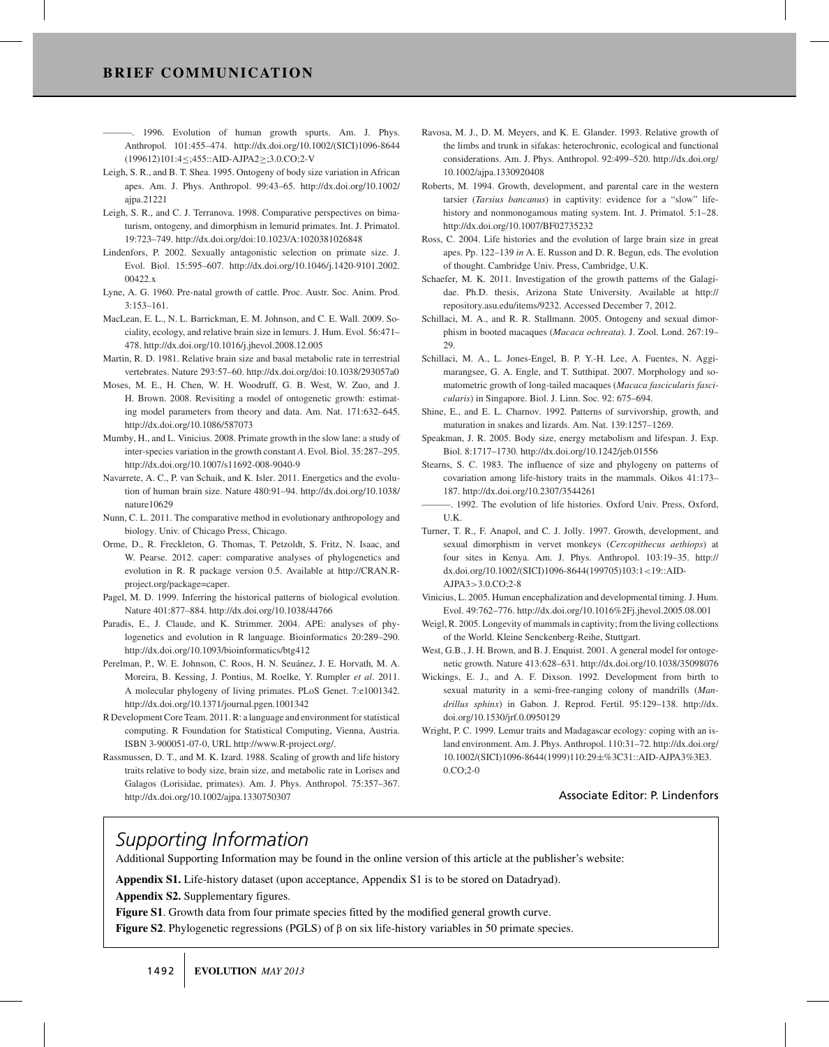———. 1996. Evolution of human growth spurts. Am. J. Phys. Anthropol. 101:455–474. http://dx.doi.org/10.1002/(SICI)1096-8644(199612)101:4≤;455::AID-AJPA2≥;3.0.CO;2-V

Leigh, S. R., and B. T. Shea. 1995. Ontogeny of body size variation in African apes. Am. J. Phys. Anthropol. 99:43–65. http://dx.doi.org/10.1002/ajpa.21221

Leigh, S. R., and C. J. Terranova. 1998. Comparative perspectives on bimaturism, ontogeny, and dimorphism in lemurid primates. Int. J. Primatol. 19:723–749. http://dx.doi.org/doi:10.1023/A:1020381026848

Lindenfors, P. 2002. Sexually antagonistic selection on primate size. J. Evol. Biol. 15:595–607. http://dx.doi.org/10.1046/j.1420-9101.2002.00422.x

Lyne, A. G. 1960. Pre-natal growth of cattle. Proc. Austr. Soc. Anim. Prod. 3:153–161.

MacLean, E. L., N. L. Barrickman, E. M. Johnson, and C. E. Wall. 2009. Sociality, ecology, and relative brain size in lemurs. J. Hum. Evol. 56:471–478. http://dx.doi.org/10.1016/j.jhevol.2008.12.005

Martin, R. D. 1981. Relative brain size and basal metabolic rate in terrestrial vertebrates. Nature 293:57–60. http://dx.doi.org/doi:10.1038/293057a0

Moses, M. E., H. Chen, W. H. Woodruff, G. B. West, W. Zuo, and J. H. Brown. 2008. Revisiting a model of ontogenetic growth: estimating model parameters from theory and data. Am. Nat. 171:632–645. http://dx.doi.org/10.1086/587073

Mumby, H., and L. Vinicius. 2008. Primate growth in the slow lane: a study of inter-species variation in the growth constant *A*. Evol. Biol. 35:287–295. http://dx.doi.org/10.1007/s11692-008-9040-9

Navarrete, A. C., P. van Schaik, and K. Isler. 2011. Energetics and the evolution of human brain size. Nature 480:91–94. http://dx.doi.org/10.1038/nature10629

Nunn, C. L. 2011. The comparative method in evolutionary anthropology and biology. Univ. of Chicago Press, Chicago.

Orme, D., R. Freckleton, G. Thomas, T. Petzoldt, S. Fritz, N. Isaac, and W. Pearse. 2012. caper: comparative analyses of phylogenetics and evolution in R. R package version 0.5. Available at http://CRAN.R-project.org/package=caper.

Pagel, M. D. 1999. Inferring the historical patterns of biological evolution. Nature 401:877–884. http://dx.doi.org/10.1038/44766

Paradis, E., J. Claude, and K. Strimmer. 2004. APE: analyses of phylogenetics and evolution in R language. Bioinformatics 20:289–290. http://dx.doi.org/10.1093/bioinformatics/btg412

Perelman, P., W. E. Johnson, C. Roos, H. N. Seuánez, J. E. Horvath, M. A. Moreira, B. Kessing, J. Pontius, M. Roelke, Y. Rumpler *et al*. 2011. A molecular phylogeny of living primates. PLoS Genet. 7:e1001342. http://dx.doi.org/10.1371/journal.pgen.1001342

R Development Core Team. 2011. R: a language and environment for statistical computing. R Foundation for Statistical Computing, Vienna, Austria. ISBN 3-900051-07-0, URL http://www.R-project.org/.

Rassmussen, D. T., and M. K. Izard. 1988. Scaling of growth and life history traits relative to body size, brain size, and metabolic rate in Lorises and Galagos (Lorisidae, primates). Am. J. Phys. Anthropol. 75:357–367. http://dx.doi.org/10.1002/ajpa.1330750307

Ravosa, M. J., D. M. Meyers, and K. E. Glander. 1993. Relative growth of the limbs and trunk in sifakas: heterochronic, ecological and functional considerations. Am. J. Phys. Anthropol. 92:499–520. http://dx.doi.org/10.1002/ajpa.1330920408

Roberts, M. 1994. Growth, development, and parental care in the western tarsier (*Tarsius bancanus*) in captivity: evidence for a "slow" life-history and nonmonogamous mating system. Int. J. Primatol. 5:1–28. http://dx.doi.org/10.1007/BF02735232

Ross, C. 2004. Life histories and the evolution of large brain size in great apes. Pp. 122–139 *in* A. E. Russon and D. R. Begun, eds. The evolution of thought. Cambridge Univ. Press, Cambridge, U.K.

Schaefer, M. K. 2011. Investigation of the growth patterns of the Galagidae. Ph.D. thesis, Arizona State University. Available at http://repository.asu.edu/items/9232. Accessed December 7, 2012.

Schillaci, M. A., and R. R. Stallmann. 2005. Ontogeny and sexual dimorphism in booted macaques (*Macaca ochreata*). J. Zool. Lond. 267:19–29.

Schillaci, M. A., L. Jones-Engel, B. P. Y.-H. Lee, A. Fuentes, N. Aggimarangsee, G. A. Engle, and T. Sutthipat. 2007. Morphology and somatometric growth of long-tailed macaques (*Macaca fascicularis fascicularis*) in Singapore. Biol. J. Linn. Soc. 92: 675–694.

Shine, E., and E. L. Charnov. 1992. Patterns of survivorship, growth, and maturation in snakes and lizards. Am. Nat. 139:1257–1269.

Speakman, J. R. 2005. Body size, energy metabolism and lifespan. J. Exp. Biol. 8:1717–1730. http://dx.doi.org/10.1242/jeb.01556

Stearns, S. C. 1983. The influence of size and phylogeny on patterns of covariation among life-history traits in the mammals. Oikos 41:173–187. http://dx.doi.org/10.2307/3544261

———. 1992. The evolution of life histories. Oxford Univ. Press, Oxford, U.K.

Turner, T. R., F. Anapol, and C. J. Jolly. 1997. Growth, development, and sexual dimorphism in vervet monkeys (*Cercopithecus aethiops*) at four sites in Kenya. Am. J. Phys. Anthropol. 103:19–35. http://dx.doi.org/10.1002/(SICI)1096-8644(199705)103:1<19::AID-AJPA3>3.0.CO;2-8

Vinicius, L. 2005. Human encephalization and developmental timing. J. Hum. Evol. 49:762–776. http://dx.doi.org/10.1016%2Fj.jhevol.2005.08.001

Weigl, R. 2005. Longevity of mammals in captivity; from the living collections of the World. Kleine Senckenberg-Reihe, Stuttgart.

West, G.B., J. H. Brown, and B. J. Enquist. 2001. A general model for ontogenetic growth. Nature 413:628–631. http://dx.doi.org/10.1038/35098076

Wickings, E. J., and A. F. Dixson. 1992. Development from birth to sexual maturity in a semi-free-ranging colony of mandrills (*Mandrillus sphinx*) in Gabon. J. Reprod. Fertil. 95:129–138. http://dx.doi.org/10.1530/jrf.0.0950129

Wright, P. C. 1999. Lemur traits and Madagascar ecology: coping with an island environment. Am. J. Phys. Anthropol. 110:31–72. http://dx.doi.org/10.1002/(SICI)1096-8644(1999)110:29±%3C31::AID-AJPA3%3E3.0.CO;2-0

Associate Editor: P. Lindenfors

## *Supporting Information*

Additional Supporting Information may be found in the online version of this article at the publisher's website:

**Appendix S1.** Life-history dataset (upon acceptance, Appendix S1 is to be stored on Datadryad).

**Appendix S2.** Supplementary figures.

**Figure S1**. Growth data from four primate species fitted by the modified general growth curve.

**Figure S2**. Phylogenetic regressions (PGLS) of $\beta$ on six life-history variables in 50 primate species.